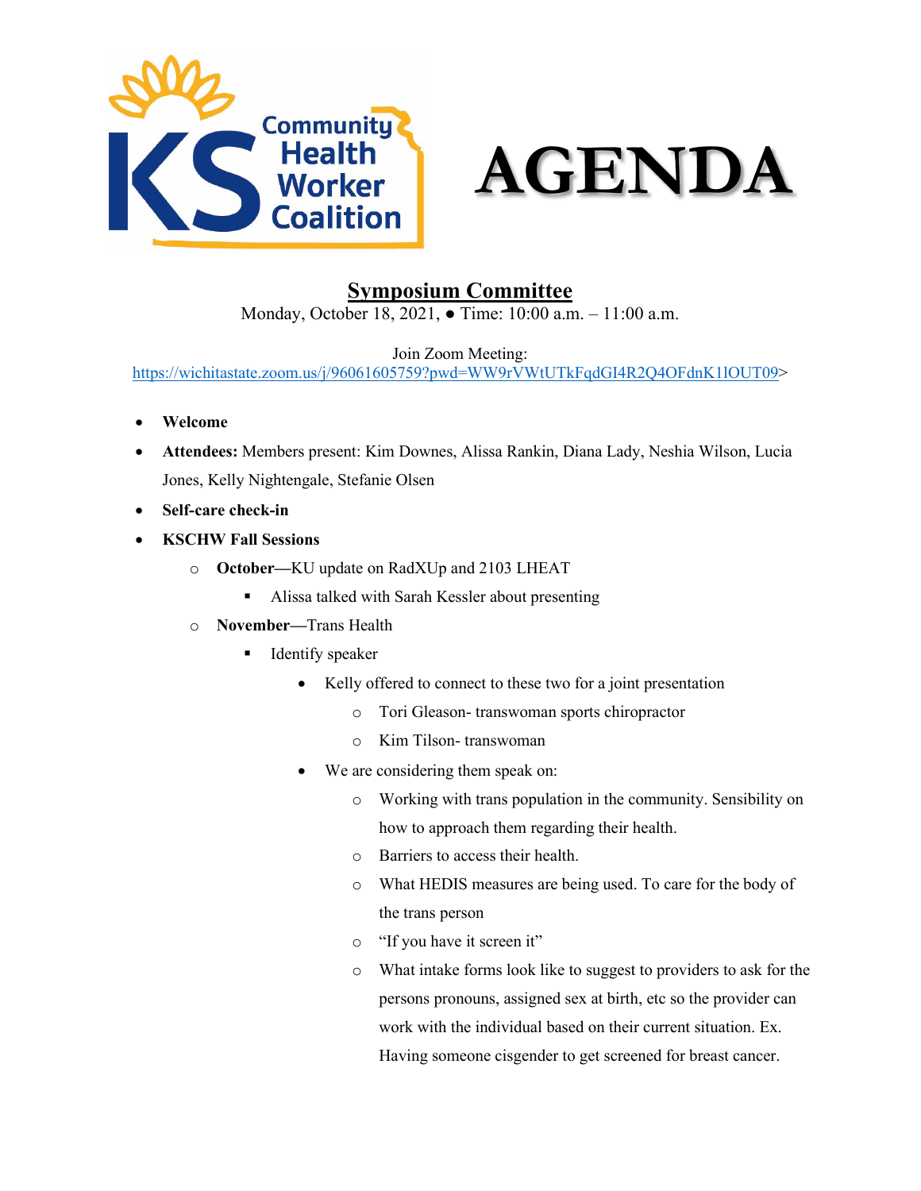# AGENDA

## Symposium Committee

Monday, October 18, 2021, ● Time: 10:00 a.m. – 11:00 a.m.

Join Zoom Meeting:
https://wichitastate.zoom.us/j/96061605759?pwd=WW9rVWtUTkFqdGI4R2Q4OFdnK1lOUT09>

- **Welcome**
- **Attendees:** Members present: Kim Downes, Alissa Rankin, Diana Lady, Neshia Wilson, Lucia Jones, Kelly Nightengale, Stefanie Olsen
- **Self-care check-in**
- **KSCHW Fall Sessions**
  - **October**—KU update on RadXUp and 2103 LHEAT
    - Alissa talked with Sarah Kessler about presenting
  - **November**—Trans Health
    - Identify speaker
      - Kelly offered to connect to these two for a joint presentation
        - Tori Gleason- transwoman sports chiropractor
        - Kim Tilson- transwoman
      - We are considering them speak on:
        - Working with trans population in the community. Sensibility on how to approach them regarding their health.
        - Barriers to access their health.
        - What HEDIS measures are being used. To care for the body of the trans person
        - "If you have it screen it"
        - What intake forms look like to suggest to providers to ask for the persons pronouns, assigned sex at birth, etc so the provider can work with the individual based on their current situation. Ex. Having someone cisgender to get screened for breast cancer.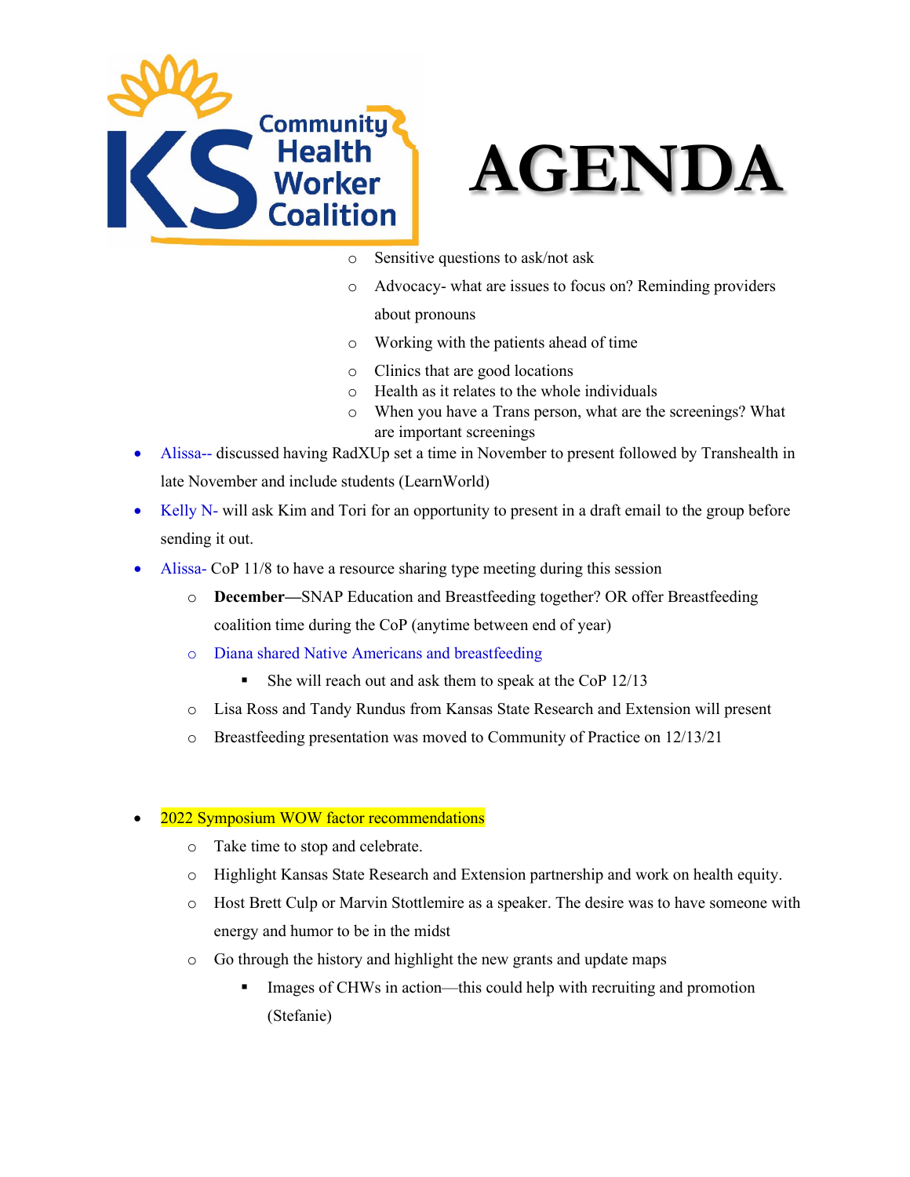# AGENDA

- Sensitive questions to ask/not ask
- Advocacy- what are issues to focus on? Reminding providers about pronouns
- Working with the patients ahead of time
- Clinics that are good locations
- Health as it relates to the whole individuals
- When you have a Trans person, what are the screenings? What are important screenings

- Alissa-- discussed having RadXUp set a time in November to present followed by Transhealth in late November and include students (LearnWorld)
- Kelly N- will ask Kim and Tori for an opportunity to present in a draft email to the group before sending it out.
- Alissa- CoP 11/8 to have a resource sharing type meeting during this session
  - **December—**SNAP Education and Breastfeeding together? OR offer Breastfeeding coalition time during the CoP (anytime between end of year)
  - Diana shared Native Americans and breastfeeding
    - She will reach out and ask them to speak at the CoP 12/13
  - Lisa Ross and Tandy Rundus from Kansas State Research and Extension will present
  - Breastfeeding presentation was moved to Community of Practice on 12/13/21

- 2022 Symposium WOW factor recommendations
  - Take time to stop and celebrate.
  - Highlight Kansas State Research and Extension partnership and work on health equity.
  - Host Brett Culp or Marvin Stottlemire as a speaker. The desire was to have someone with energy and humor to be in the midst
  - Go through the history and highlight the new grants and update maps
    - Images of CHWs in action—this could help with recruiting and promotion (Stefanie)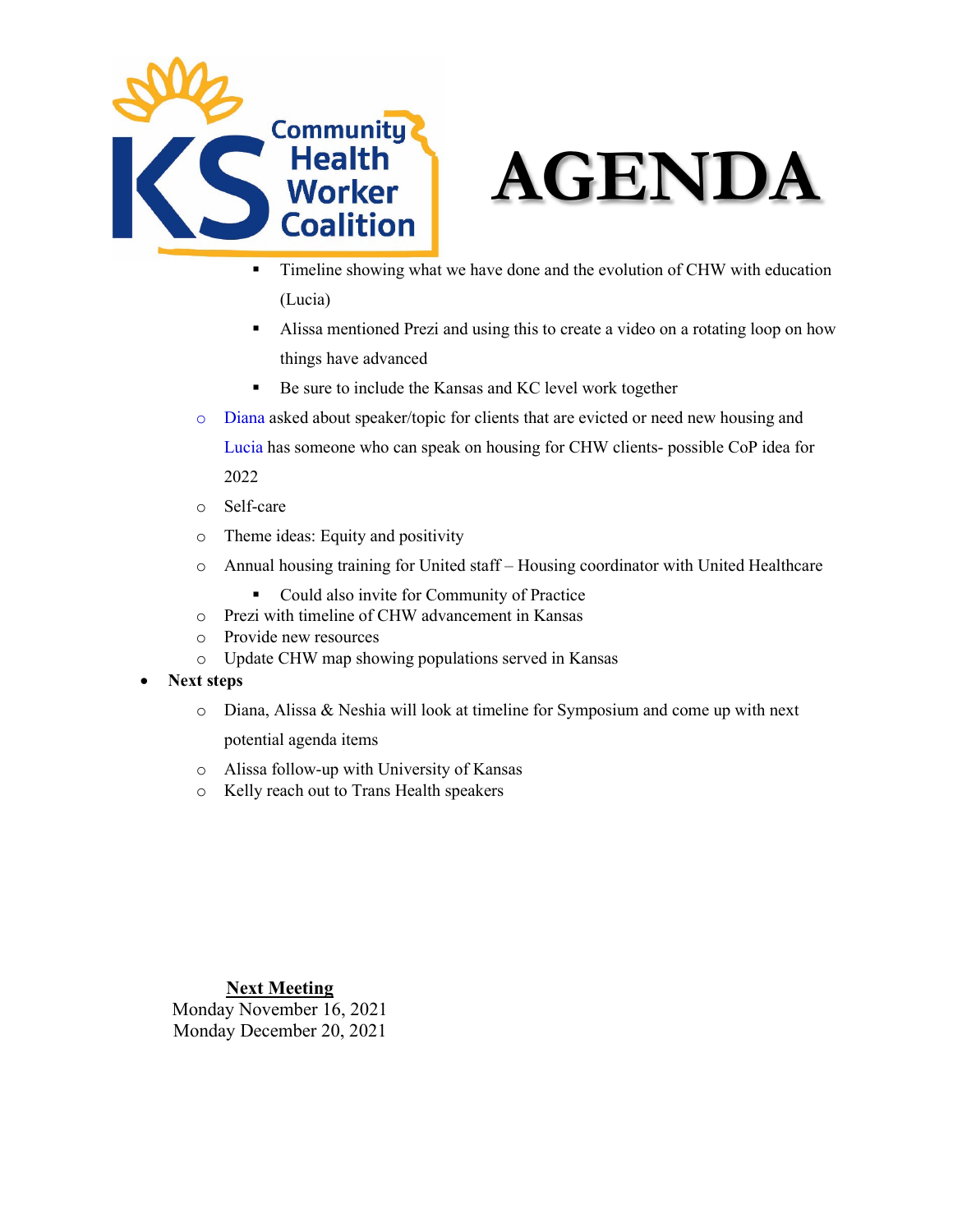# AGENDA

        - Timeline showing what we have done and the evolution of CHW with education (Lucia)
        - Alissa mentioned Prezi and using this to create a video on a rotating loop on how things have advanced
        - Be sure to include the Kansas and KC level work together
    - Diana asked about speaker/topic for clients that are evicted or need new housing and Lucia has someone who can speak on housing for CHW clients- possible CoP idea for 2022
    - Self-care
    - Theme ideas: Equity and positivity
    - Annual housing training for United staff – Housing coordinator with United Healthcare
        - Could also invite for Community of Practice
    - Prezi with timeline of CHW advancement in Kansas
    - Provide new resources
    - Update CHW map showing populations served in Kansas
- **Next steps**
    - Diana, Alissa & Neshia will look at timeline for Symposium and come up with next potential agenda items
    - Alissa follow-up with University of Kansas
    - Kelly reach out to Trans Health speakers

**Next Meeting**

Monday November 16, 2021

Monday December 20, 2021